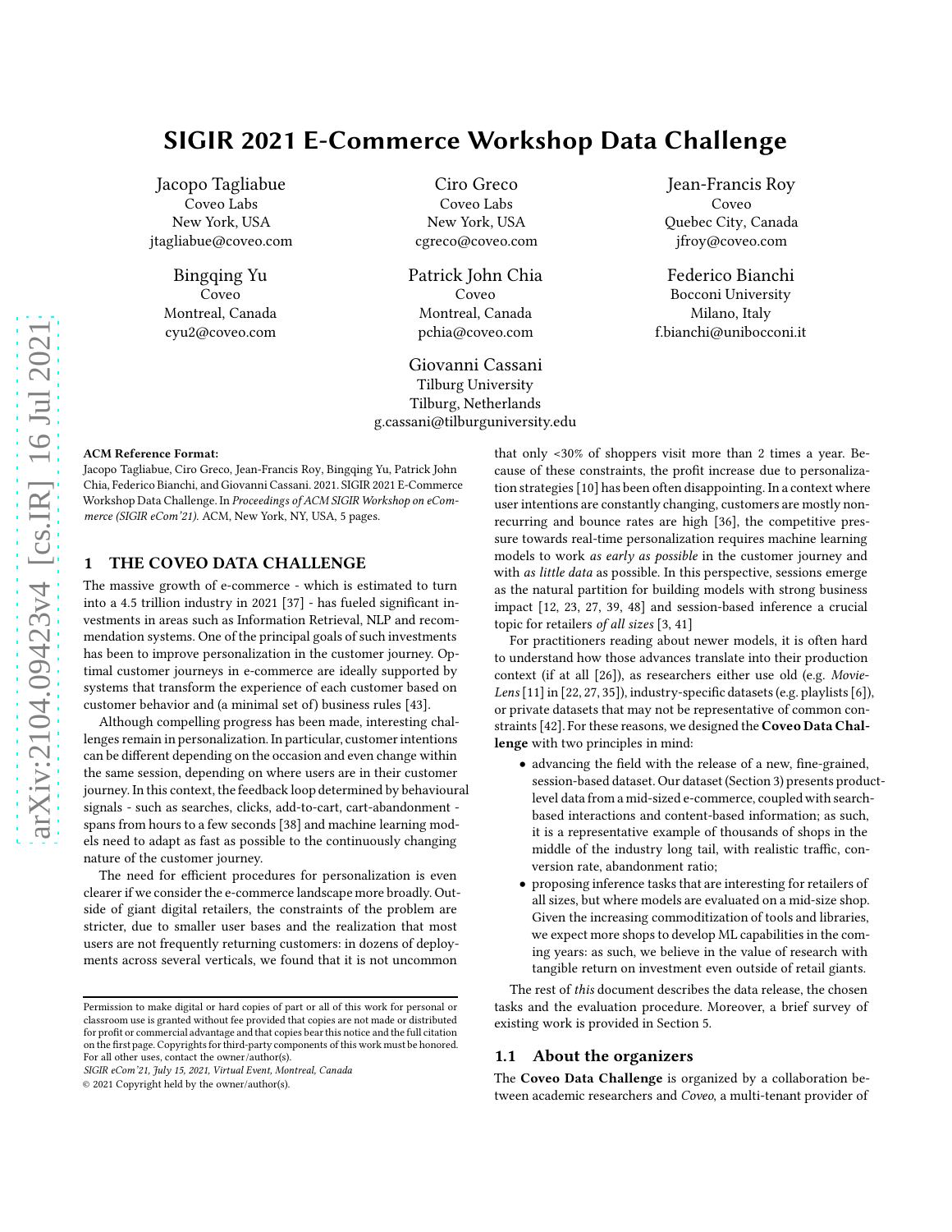# SIGIR 2021 E-Commerce Workshop Data Challenge

Jacopo Tagliabue
Coveo Labs
New York, USA
jtagliabue@coveo.com

Ciro Greco
Coveo Labs
New York, USA
cgreco@coveo.com

Jean-Francis Roy
Coveo
Quebec City, Canada
jfroy@coveo.com

Bingqing Yu
Coveo
Montreal, Canada
cyu2@coveo.com

Patrick John Chia
Coveo
Montreal, Canada
pchia@coveo.com

Federico Bianchi
Bocconi University
Milano, Italy
f.bianchi@unibocconi.it

Giovanni Cassani
Tilburg University
Tilburg, Netherlands
g.cassani@tilburguniversity.edu

**ACM Reference Format:**
Jacopo Tagliabue, Ciro Greco, Jean-Francis Roy, Bingqing Yu, Patrick John Chia, Federico Bianchi, and Giovanni Cassani. 2021. SIGIR 2021 E-Commerce Workshop Data Challenge. In *Proceedings of ACM SIGIR Workshop on eCommerce (SIGIR eCom'21).* ACM, New York, NY, USA, 5 pages.

## 1 THE COVEO DATA CHALLENGE

The massive growth of e-commerce - which is estimated to turn into a 4.5 trillion industry in 2021 [37] - has fueled significant investments in areas such as Information Retrieval, NLP and recommendation systems. One of the principal goals of such investments has been to improve personalization in the customer journey. Optimal customer journeys in e-commerce are ideally supported by systems that transform the experience of each customer based on customer behavior and (a minimal set of) business rules [43].

Although compelling progress has been made, interesting challenges remain in personalization. In particular, customer intentions can be different depending on the occasion and even change within the same session, depending on where users are in their customer journey. In this context, the feedback loop determined by behavioural signals - such as searches, clicks, add-to-cart, cart-abandonment - spans from hours to a few seconds [38] and machine learning models need to adapt as fast as possible to the continuously changing nature of the customer journey.

The need for efficient procedures for personalization is even clearer if we consider the e-commerce landscape more broadly. Outside of giant digital retailers, the constraints of the problem are stricter, due to smaller user bases and the realization that most users are not frequently returning customers: in dozens of deployments across several verticals, we found that it is not uncommon that only <30% of shoppers visit more than 2 times a year. Because of these constraints, the profit increase due to personalization strategies [10] has been often disappointing. In a context where user intentions are constantly changing, customers are mostly non-recurring and bounce rates are high [36], the competitive pressure towards real-time personalization requires machine learning models to work *as early as possible* in the customer journey and with *as little data* as possible. In this perspective, sessions emerge as the natural partition for building models with strong business impact [12, 23, 27, 39, 48] and session-based inference a crucial topic for retailers *of all sizes* [3, 41]

For practitioners reading about newer models, it is often hard to understand how those advances translate into their production context (if at all [26]), as researchers either use old (e.g. *MovieLens* [11] in [22, 27, 35]), industry-specific datasets (e.g. playlists [6]), or private datasets that may not be representative of common constraints [42]. For these reasons, we designed the **Coveo Data Challenge** with two principles in mind:

- advancing the field with the release of a new, fine-grained, session-based dataset. Our dataset (Section 3) presents product-level data from a mid-sized e-commerce, coupled with search-based interactions and content-based information; as such, it is a representative example of thousands of shops in the middle of the industry long tail, with realistic traffic, conversion rate, abandonment ratio;
- proposing inference tasks that are interesting for retailers of all sizes, but where models are evaluated on a mid-size shop. Given the increasing commoditization of tools and libraries, we expect more shops to develop ML capabilities in the coming years: as such, we believe in the value of research with tangible return on investment even outside of retail giants.

The rest of *this* document describes the data release, the chosen tasks and the evaluation procedure. Moreover, a brief survey of existing work is provided in Section 5.

### 1.1 About the organizers

The **Coveo Data Challenge** is organized by a collaboration between academic researchers and *Coveo*, a multi-tenant provider of

Permission to make digital or hard copies of part or all of this work for personal or classroom use is granted without fee provided that copies are not made or distributed for profit or commercial advantage and that copies bear this notice and the full citation on the first page. Copyrights for third-party components of this work must be honored. For all other uses, contact the owner/author(s).
*SIGIR eCom'21, July 15, 2021, Virtual Event, Montreal, Canada*
© 2021 Copyright held by the owner/author(s).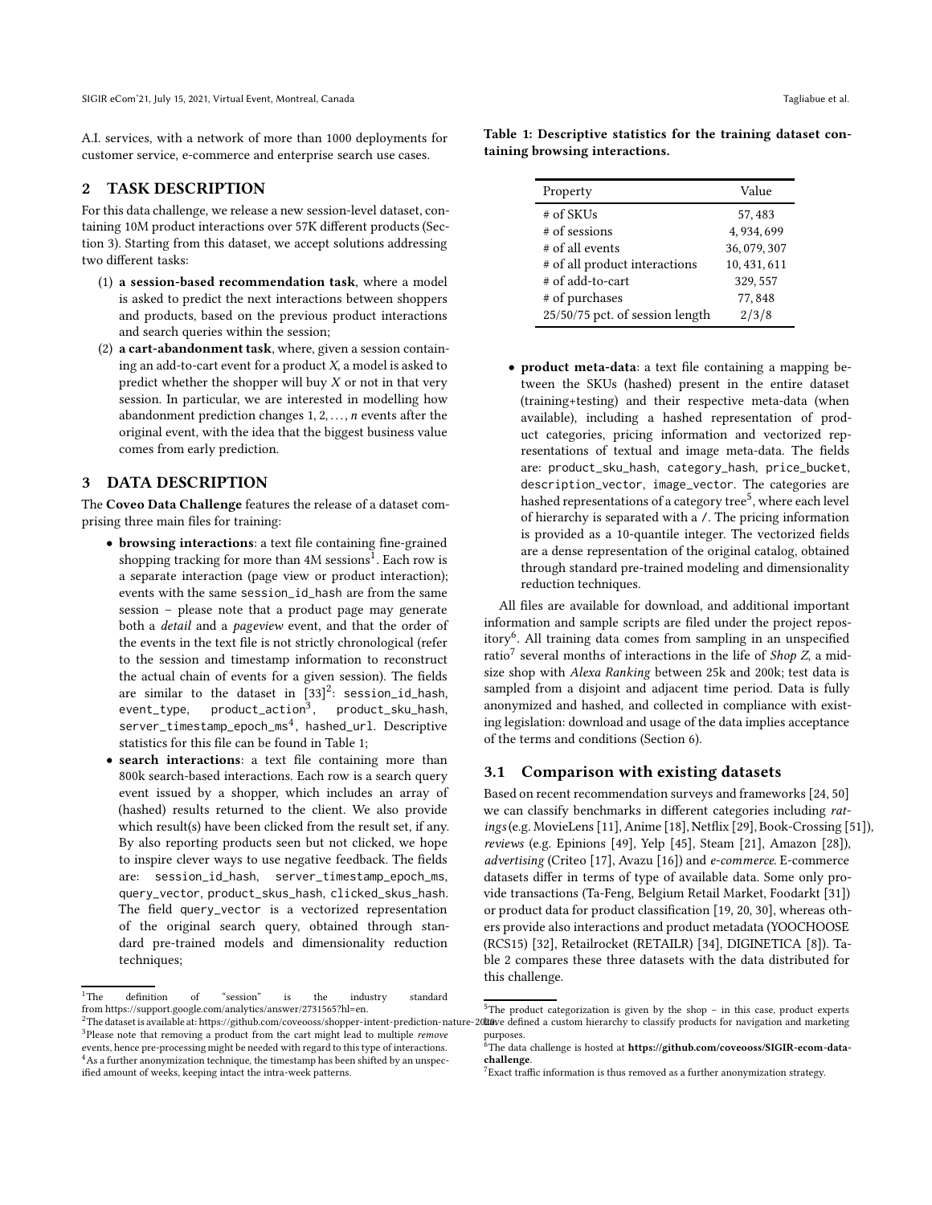A.I. services, with a network of more than 1000 deployments for customer service, e-commerce and enterprise search use cases.

## 2 TASK DESCRIPTION

For this data challenge, we release a new session-level dataset, containing 10M product interactions over 57K different products (Section 3). Starting from this dataset, we accept solutions addressing two different tasks:

1. **a session-based recommendation task**, where a model is asked to predict the next interactions between shoppers and products, based on the previous product interactions and search queries within the session;
2. **a cart-abandonment task**, where, given a session containing an add-to-cart event for a product $X$, a model is asked to predict whether the shopper will buy $X$ or not in that very session. In particular, we are interested in modelling how abandonment prediction changes $1, 2, \ldots, n$ events after the original event, with the idea that the biggest business value comes from early prediction.

## 3 DATA DESCRIPTION

The **Coveo Data Challenge** features the release of a dataset comprising three main files for training:

- **browsing interactions**: a text file containing fine-grained shopping tracking for more than 4M sessions[1]. Each row is a separate interaction (page view or product interaction); events with the same `session_id_hash` are from the same session – please note that a product page may generate both a *detail* and a *pageview* event, and that the order of the events in the text file is not strictly chronological (refer to the session and timestamp information to reconstruct the actual chain of events for a given session). The fields are similar to the dataset in [33][2]: `session_id_hash`, `event_type`, `product_action`[3], `product_sku_hash`, `server_timestamp_epoch_ms`[4], `hashed_url`. Descriptive statistics for this file can be found in Table 1;
- **search interactions**: a text file containing more than 800k search-based interactions. Each row is a search query event issued by a shopper, which includes an array of (hashed) results returned to the client. We also provide which result(s) have been clicked from the result set, if any. By also reporting products seen but not clicked, we hope to inspire clever ways to use negative feedback. The fields are: `session_id_hash`, `server_timestamp_epoch_ms`, `query_vector`, `product_skus_hash`, `clicked_skus_hash`. The field `query_vector` is a vectorized representation of the original search query, obtained through standard pre-trained models and dimensionality reduction techniques;

**Table 1: Descriptive statistics for the training dataset containing browsing interactions.**

| Property | Value |
|---|---|
| # of SKUs | 57,483 |
| # of sessions | 4,934,699 |
| # of all events | 36,079,307 |
| # of all product interactions | 10,431,611 |
| # of add-to-cart | 329,557 |
| # of purchases | 77,848 |
| 25/50/75 pct. of session length | 2/3/8 |

- **product meta-data**: a text file containing a mapping between the SKUs (hashed) present in the entire dataset (training+testing) and their respective meta-data (when available), including a hashed representation of product categories, pricing information and vectorized representations of textual and image meta-data. The fields are: `product_sku_hash`, `category_hash`, `price_bucket`, `description_vector`, `image_vector`. The categories are hashed representations of a category tree[5], where each level of hierarchy is separated with a `/`. The pricing information is provided as a 10-quantile integer. The vectorized fields are a dense representation of the original catalog, obtained through standard pre-trained modeling and dimensionality reduction techniques.

All files are available for download, and additional important information and sample scripts are filed under the project repository[6]. All training data comes from sampling in an unspecified ratio[7] several months of interactions in the life of *Shop Z*, a mid-size shop with *Alexa Ranking* between 25k and 200k; test data is sampled from a disjoint and adjacent time period. Data is fully anonymized and hashed, and collected in compliance with existing legislation: download and usage of the data implies acceptance of the terms and conditions (Section 6).

### 3.1 Comparison with existing datasets

Based on recent recommendation surveys and frameworks [24, 50] we can classify benchmarks in different categories including *ratings* (e.g. MovieLens [11], Anime [18], Netflix [29], Book-Crossing [51]), *reviews* (e.g. Epinions [49], Yelp [45], Steam [21], Amazon [28]), *advertising* (Criteo [17], Avazu [16]) and *e-commerce*. E-commerce datasets differ in terms of type of available data. Some only provide transactions (Ta-Feng, Belgium Retail Market, Foodarkt [31]) or product data for product classification [19, 20, 30], whereas others provide also interactions and product metadata (YOOCHOOSE (RCS15) [32], Retailrocket (RETAILR) [34], DIGINETICA [8]). Table 2 compares these three datasets with the data distributed for this challenge.

---

[1] The definition of "session" is the industry standard from https://support.google.com/analytics/answer/2731565?hl=en.

[2] The dataset is available at: https://github.com/coveooss/shopper-intent-prediction-nature-2020.

[3] Please note that removing a product from the cart might lead to multiple *remove* events, hence pre-processing might be needed with regard to this type of interactions.

[4] As a further anonymization technique, the timestamp has been shifted by an unspecified amount of weeks, keeping intact the intra-week patterns.

[5] The product categorization is given by the shop – in this case, product experts have defined a custom hierarchy to classify products for navigation and marketing purposes.

[6] The data challenge is hosted at **https://github.com/coveooss/SIGIR-ecom-data-challenge**.

[7] Exact traffic information is thus removed as a further anonymization strategy.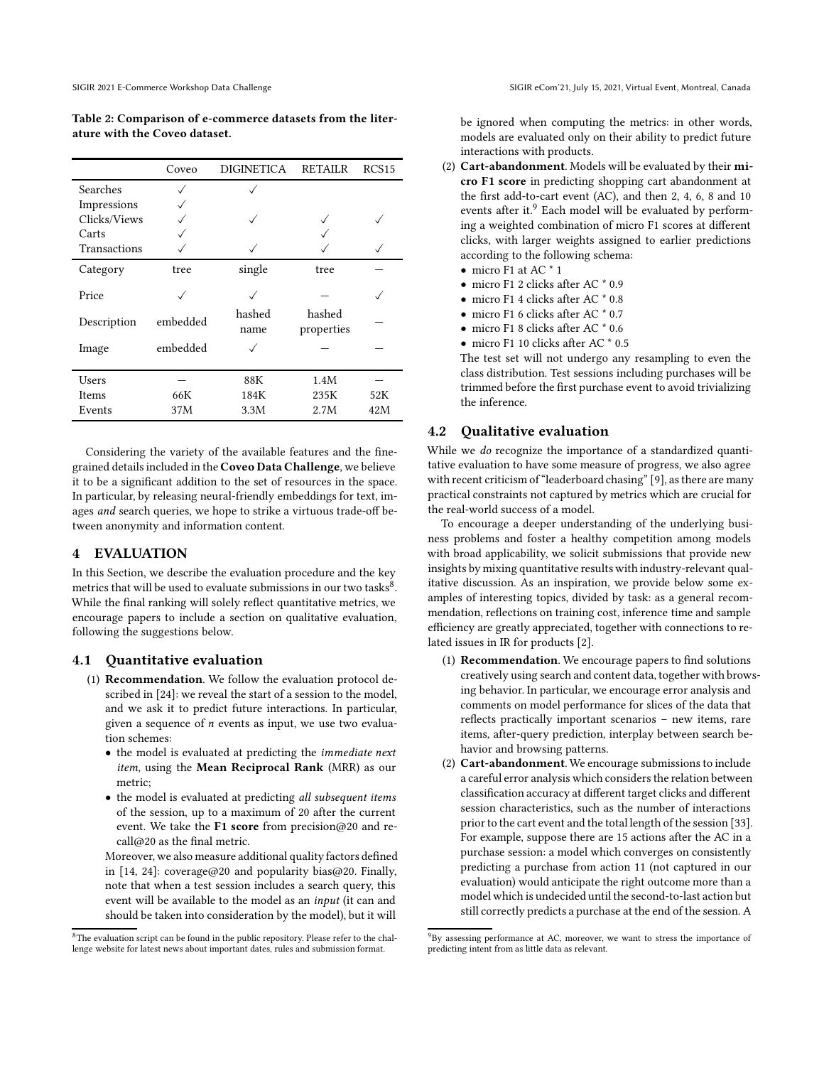**Table 2: Comparison of e-commerce datasets from the literature with the Coveo dataset.**

| | Coveo | DIGINETICA | RETAILR | RCS15 |
|---|---|---|---|---|
| Searches | ✓ | ✓ | | |
| Impressions | ✓ | | | |
| Clicks/Views | ✓ | ✓ | ✓ | ✓ |
| Carts | ✓ | | ✓ | |
| Transactions | ✓ | ✓ | ✓ | ✓ |
| Category | tree | single | tree | — |
| Price | ✓ | ✓ | — | ✓ |
| Description | embedded | hashed name | hashed properties | — |
| Image | embedded | ✓ | — | — |
| Users | — | 88K | 1.4M | — |
| Items | 66K | 184K | 235K | 52K |
| Events | 37M | 3.3M | 2.7M | 42M |

Considering the variety of the available features and the fine-grained details included in the **Coveo Data Challenge**, we believe it to be a significant addition to the set of resources in the space. In particular, by releasing neural-friendly embeddings for text, images *and* search queries, we hope to strike a virtuous trade-off between anonymity and information content.

## 4 EVALUATION

In this Section, we describe the evaluation procedure and the key metrics that will be used to evaluate submissions in our two tasks[8]. While the final ranking will solely reflect quantitative metrics, we encourage papers to include a section on qualitative evaluation, following the suggestions below.

### 4.1 Quantitative evaluation

(1) **Recommendation**. We follow the evaluation protocol described in [24]: we reveal the start of a session to the model, and we ask it to predict future interactions. In particular, given a sequence of $n$ events as input, we use two evaluation schemes:
   - the model is evaluated at predicting the *immediate next item*, using the **Mean Reciprocal Rank** (MRR) as our metric;
   - the model is evaluated at predicting *all subsequent items* of the session, up to a maximum of 20 after the current event. We take the **F1 score** from precision@20 and recall@20 as the final metric.

   Moreover, we also measure additional quality factors defined in [14, 24]: coverage@20 and popularity bias@20. Finally, note that when a test session includes a search query, this event will be available to the model as an *input* (it can and should be taken into consideration by the model), but it will be ignored when computing the metrics: in other words, models are evaluated only on their ability to predict future interactions with products.

(2) **Cart-abandonment**. Models will be evaluated by their **micro F1 score** in predicting shopping cart abandonment at the first add-to-cart event (AC), and then 2, 4, 6, 8 and 10 events after it.[9] Each model will be evaluated by performing a weighted combination of micro F1 scores at different clicks, with larger weights assigned to earlier predictions according to the following schema:
   - micro F1 at AC * 1
   - micro F1 2 clicks after AC * 0.9
   - micro F1 4 clicks after AC * 0.8
   - micro F1 6 clicks after AC * 0.7
   - micro F1 8 clicks after AC * 0.6
   - micro F1 10 clicks after AC * 0.5

   The test set will not undergo any resampling to even the class distribution. Test sessions including purchases will be trimmed before the first purchase event to avoid trivializing the inference.

### 4.2 Qualitative evaluation

While we *do* recognize the importance of a standardized quantitative evaluation to have some measure of progress, we also agree with recent criticism of "leaderboard chasing" [9], as there are many practical constraints not captured by metrics which are crucial for the real-world success of a model.

To encourage a deeper understanding of the underlying business problems and foster a healthy competition among models with broad applicability, we solicit submissions that provide new insights by mixing quantitative results with industry-relevant qualitative discussion. As an inspiration, we provide below some examples of interesting topics, divided by task: as a general recommendation, reflections on training cost, inference time and sample efficiency are greatly appreciated, together with connections to related issues in IR for products [2].

(1) **Recommendation**. We encourage papers to find solutions creatively using search and content data, together with browsing behavior. In particular, we encourage error analysis and comments on model performance for slices of the data that reflects practically important scenarios – new items, rare items, after-query prediction, interplay between search behavior and browsing patterns.

(2) **Cart-abandonment**. We encourage submissions to include a careful error analysis which considers the relation between classification accuracy at different target clicks and different session characteristics, such as the number of interactions prior to the cart event and the total length of the session [33]. For example, suppose there are 15 actions after the AC in a purchase session: a model which converges on consistently predicting a purchase from action 11 (not captured in our evaluation) would anticipate the right outcome more than a model which is undecided until the second-to-last action but still correctly predicts a purchase at the end of the session. A

[8] The evaluation script can be found in the public repository. Please refer to the challenge website for latest news about important dates, rules and submission format.

[9] By assessing performance at AC, moreover, we want to stress the importance of predicting intent from as little data as relevant.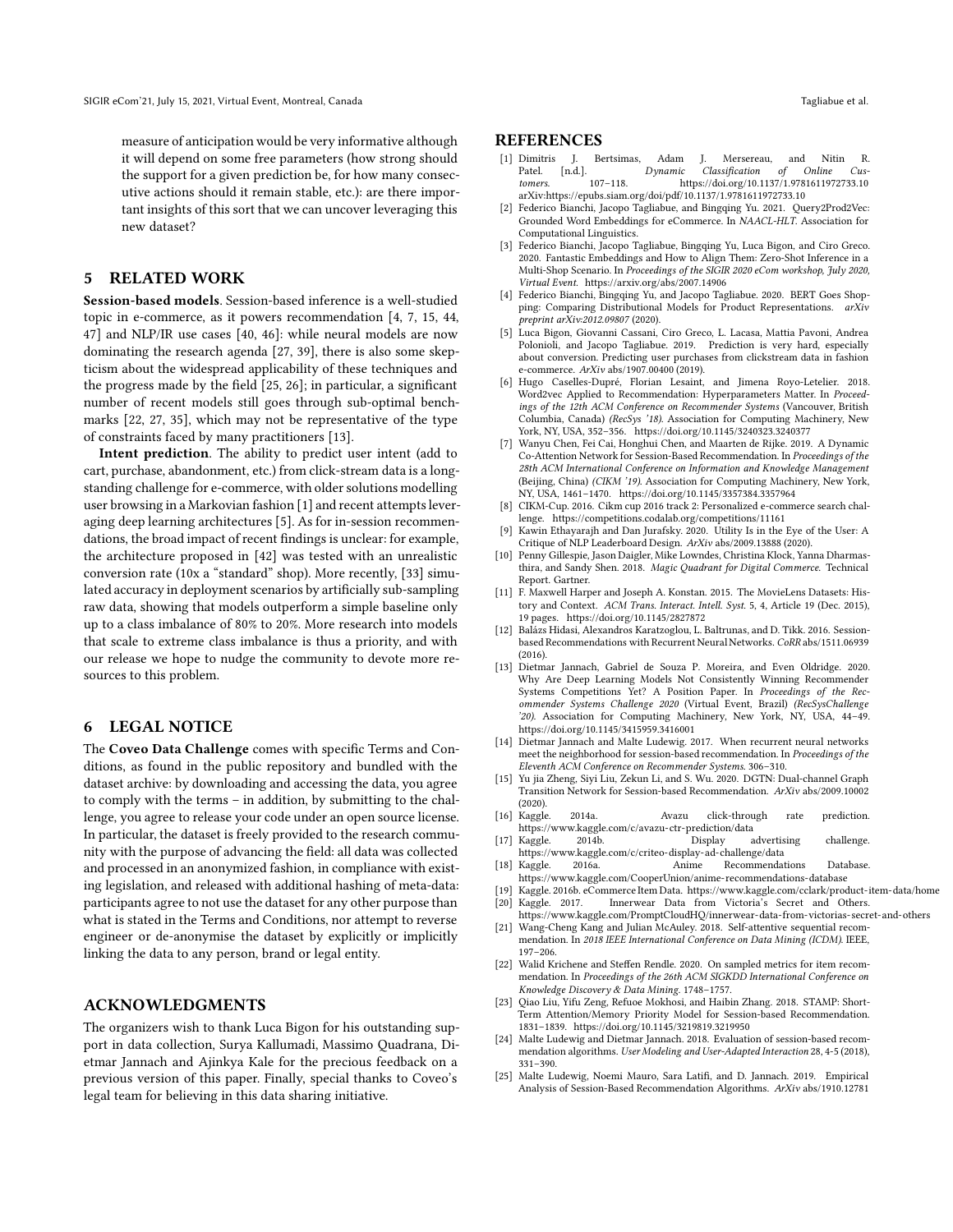measure of anticipation would be very informative although it will depend on some free parameters (how strong should the support for a given prediction be, for how many consecutive actions should it remain stable, etc.): are there important insights of this sort that we can uncover leveraging this new dataset?

## 5 RELATED WORK

**Session-based models**. Session-based inference is a well-studied topic in e-commerce, as it powers recommendation [4, 7, 15, 44, 47] and NLP/IR use cases [40, 46]: while neural models are now dominating the research agenda [27, 39], there is also some skepticism about the widespread applicability of these techniques and the progress made by the field [25, 26]; in particular, a significant number of recent models still goes through sub-optimal benchmarks [22, 27, 35], which may not be representative of the type of constraints faced by many practitioners [13].

**Intent prediction**. The ability to predict user intent (add to cart, purchase, abandonment, etc.) from click-stream data is a long-standing challenge for e-commerce, with older solutions modelling user browsing in a Markovian fashion [1] and recent attempts leveraging deep learning architectures [5]. As for in-session recommendations, the broad impact of recent findings is unclear: for example, the architecture proposed in [42] was tested with an unrealistic conversion rate (10x a "standard" shop). More recently, [33] simulated accuracy in deployment scenarios by artificially sub-sampling raw data, showing that models outperform a simple baseline only up to a class imbalance of 80% to 20%. More research into models that scale to extreme class imbalance is thus a priority, and with our release we hope to nudge the community to devote more resources to this problem.

## 6 LEGAL NOTICE

The **Coveo Data Challenge** comes with specific Terms and Conditions, as found in the public repository and bundled with the dataset archive: by downloading and accessing the data, you agree to comply with the terms – in addition, by submitting to the challenge, you agree to release your code under an open source license. In particular, the dataset is freely provided to the research community with the purpose of advancing the field: all data was collected and processed in an anonymized fashion, in compliance with existing legislation, and released with additional hashing of meta-data: participants agree to not use the dataset for any other purpose than what is stated in the Terms and Conditions, nor attempt to reverse engineer or de-anonymise the dataset by explicitly or implicitly linking the data to any person, brand or legal entity.

## ACKNOWLEDGMENTS

The organizers wish to thank Luca Bigon for his outstanding support in data collection, Surya Kallumadi, Massimo Quadrana, Dietmar Jannach and Ajinkya Kale for the precious feedback on a previous version of this paper. Finally, special thanks to Coveo's legal team for believing in this data sharing initiative.

## REFERENCES

[1] Dimitris J. Bertsimas, Adam J. Mersereau, and Nitin R. Patel. [n.d.]. *Dynamic Classification of Online Customers.* 107–118. https://doi.org/10.1137/1.9781611972733.10 arXiv:https://epubs.siam.org/doi/pdf/10.1137/1.9781611972733.10

[2] Federico Bianchi, Jacopo Tagliabue, and Bingqing Yu. 2021. Query2Prod2Vec: Grounded Word Embeddings for eCommerce. In *NAACL-HLT*. Association for Computational Linguistics.

[3] Federico Bianchi, Jacopo Tagliabue, Bingqing Yu, Luca Bigon, and Ciro Greco. 2020. Fantastic Embeddings and How to Align Them: Zero-Shot Inference in a Multi-Shop Scenario. In *Proceedings of the SIGIR 2020 eCom workshop, July 2020, Virtual Event.* https://arxiv.org/abs/2007.14906

[4] Federico Bianchi, Bingqing Yu, and Jacopo Tagliabue. 2020. BERT Goes Shopping: Comparing Distributional Models for Product Representations. *arXiv preprint arXiv:2012.09807* (2020).

[5] Luca Bigon, Giovanni Cassani, Ciro Greco, L. Lacasa, Mattia Pavoni, Andrea Polonioli, and Jacopo Tagliabue. 2019. Prediction is very hard, especially about conversion. Predicting user purchases from clickstream data in fashion e-commerce. *ArXiv* abs/1907.00400 (2019).

[6] Hugo Caselles-Dupré, Florian Lesaint, and Jimena Royo-Letelier. 2018. Word2vec Applied to Recommendation: Hyperparameters Matter. In *Proceedings of the 12th ACM Conference on Recommender Systems* (Vancouver, British Columbia, Canada) *(RecSys '18)*. Association for Computing Machinery, New York, NY, USA, 352–356. https://doi.org/10.1145/3240323.3240377

[7] Wanyu Chen, Fei Cai, Honghui Chen, and Maarten de Rijke. 2019. A Dynamic Co-Attention Network for Session-Based Recommendation. In *Proceedings of the 28th ACM International Conference on Information and Knowledge Management* (Beijing, China) *(CIKM '19)*. Association for Computing Machinery, New York, NY, USA, 1461–1470. https://doi.org/10.1145/3357384.3357964

[8] CIKM-Cup. 2016. Cikm cup 2016 track 2: Personalized e-commerce search challenge. https://competitions.codalab.org/competitions/11161

[9] Kawin Ethayarajh and Dan Jurafsky. 2020. Utility Is in the Eye of the User: A Critique of NLP Leaderboard Design. *ArXiv* abs/2009.13888 (2020).

[10] Penny Gillespie, Jason Daigler, Mike Lowndes, Christina Klock, Yanna Dharmasthira, and Shen Sandy. 2018. *Magic Quadrant for Digital Commerce.* Technical Report. Gartner.

[11] F. Maxwell Harper and Joseph A. Konstan. 2015. The MovieLens Datasets: History and Context. *ACM Trans. Interact. Intell. Syst.* 5, 4, Article 19 (Dec. 2015), 19 pages. https://doi.org/10.1145/2827872

[12] Balázs Hidasi, Alexandros Karatzoglou, L. Baltrunas, and D. Tikk. 2016. Session-based Recommendations with Recurrent Neural Networks. *CoRR* abs/1511.06939 (2016).

[13] Dietmar Jannach, Gabriel de Souza P. Moreira, and Even Oldridge. 2020. Why Are Deep Learning Models Not Consistently Winning Recommender Systems Competitions Yet? A Position Paper. In *Proceedings of the Recommender Systems Challenge 2020* (Virtual Event, Brazil) *(RecSysChallenge '20)*. Association for Computing Machinery, New York, NY, USA, 44–49. https://doi.org/10.1145/3415959.3416001

[14] Dietmar Jannach and Malte Ludewig. 2017. When recurrent neural networks meet the neighborhood for session-based recommendation. In *Proceedings of the Eleventh ACM Conference on Recommender Systems.* 306–310.

[15] Yu jia Zheng, Siyi Liu, Zekun Li, and S. Wu. 2020. DGTN: Dual-channel Graph Transition Network for Session-based Recommendation. *ArXiv* abs/2009.10002 (2020).

[16] Kaggle. 2014a. Avazu click-through rate prediction. https://www.kaggle.com/c/avazu-ctr-prediction/data

[17] Kaggle. 2014b. Display advertising challenge. https://www.kaggle.com/c/criteo-display-ad-challenge/data

[18] Kaggle. 2016a. Anime Recommendations Database. https://www.kaggle.com/CooperUnion/anime-recommendations-database

[19] Kaggle. 2016b. eCommerce Item Data. https://www.kaggle.com/cclark/product-item-data/home

[20] Kaggle. 2017. Innerwear Data from Victoria's Secret and Others. https://www.kaggle.com/PromptCloudHQ/innerwear-data-from-victorias-secret-and-others

[21] Wang-Cheng Kang and Julian McAuley. 2018. Self-attentive sequential recommendation. In *2018 IEEE International Conference on Data Mining (ICDM)*. IEEE, 197–206.

[22] Walid Krichene and Steffen Rendle. 2020. On sampled metrics for item recommendation. In *Proceedings of the 26th ACM SIGKDD International Conference on Knowledge Discovery & Data Mining.* 1748–1757.

[23] Qiao Liu, Yifu Zeng, Refuoe Mokhosi, and Haibin Zhang. 2018. STAMP: Short-Term Attention/Memory Priority Model for Session-based Recommendation. 1831–1839. https://doi.org/10.1145/3219819.3219950

[24] Malte Ludewig and Dietmar Jannach. 2018. Evaluation of session-based recommendation algorithms. *User Modeling and User-Adapted Interaction* 28, 4-5 (2018), 331–390.

[25] Malte Ludewig, Noemi Mauro, Sara Latifi, and D. Jannach. 2019. Empirical Analysis of Session-Based Recommendation Algorithms. *ArXiv* abs/1910.12781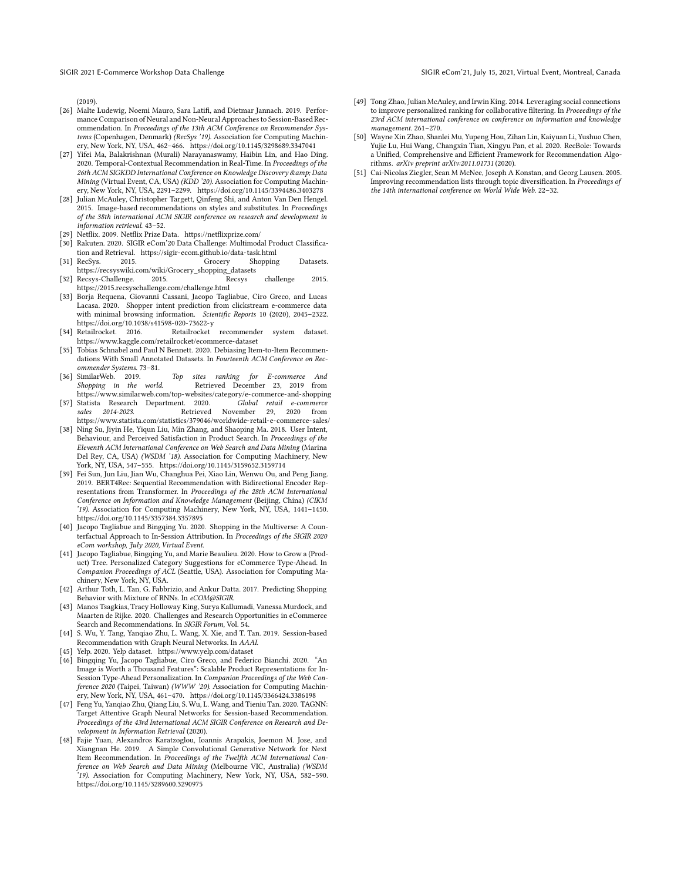(2019).

[26] Malte Ludewig, Noemi Mauro, Sara Latifi, and Dietmar Jannach. 2019. Performance Comparison of Neural and Non-Neural Approaches to Session-Based Recommendation. In *Proceedings of the 13th ACM Conference on Recommender Systems* (Copenhagen, Denmark) *(RecSys '19)*. Association for Computing Machinery, New York, NY, USA, 462–466. https://doi.org/10.1145/3298689.3347041

[27] Yifei Ma, Balakrishnan (Murali) Narayanaswamy, Haibin Lin, and Hao Ding. 2020. Temporal-Contextual Recommendation in Real-Time. In *Proceedings of the 26th ACM SIGKDD International Conference on Knowledge Discovery &amp; Data Mining* (Virtual Event, CA, USA) *(KDD '20)*. Association for Computing Machinery, New York, NY, USA, 2291–2299. https://doi.org/10.1145/3394486.3403278

[28] Julian McAuley, Christopher Targett, Qinfeng Shi, and Anton Van Den Hengel. 2015. Image-based recommendations on styles and substitutes. In *Proceedings of the 38th international ACM SIGIR conference on research and development in information retrieval*. 43–52.

[29] Netflix. 2009. Netflix Prize Data. https://netflixprize.com/

[30] Rakuten. 2020. SIGIR eCom'20 Data Challenge: Multimodal Product Classification and Retrieval. https://sigir-ecom.github.io/data-task.html

[31] RecSys. 2015. Grocery Shopping Datasets. https://recsyswiki.com/wiki/Grocery_shopping_datasets

[32] Recsys-Challenge. 2015. Recsys challenge 2015. https://2015.recsyschallenge.com/challenge.html

[33] Borja Requena, Giovanni Cassani, Jacopo Tagliabue, Ciro Greco, and Lucas Lacasa. 2020. Shopper intent prediction from clickstream e-commerce data with minimal browsing information. *Scientific Reports* 10 (2020), 2045–2322. https://doi.org/10.1038/s41598-020-73622-y

[34] Retailrocket. 2016. Retailrocket recommender system dataset. https://www.kaggle.com/retailrocket/ecommerce-dataset

[35] Tobias Schnabel and Paul N Bennett. 2020. Debiasing Item-to-Item Recommendations With Small Annotated Datasets. In *Fourteenth ACM Conference on Recommender Systems*. 73–81.

[36] SimilarWeb. 2019. *Top sites ranking for E-commerce And Shopping in the world.* Retrieved December 23, 2019 from https://www.similarweb.com/top-websites/category/e-commerce-and-shopping

[37] Statista Research Department. 2020. *Global retail e-commerce sales 2014-2023.* Retrieved November 29, 2020 from https://www.statista.com/statistics/379046/worldwide-retail-e-commerce-sales/

[38] Ning Su, Jiyin He, Yiqun Liu, Min Zhang, and Shaoping Ma. 2018. User Intent, Behaviour, and Perceived Satisfaction in Product Search. In *Proceedings of the Eleventh ACM International Conference on Web Search and Data Mining* (Marina Del Rey, CA, USA) *(WSDM '18)*. Association for Computing Machinery, New York, NY, USA, 547–555. https://doi.org/10.1145/3159652.3159714

[39] Fei Sun, Jun Liu, Jian Wu, Changhua Pei, Xiao Lin, Wenwu Ou, and Peng Jiang. 2019. BERT4Rec: Sequential Recommendation with Bidirectional Encoder Representations from Transformer. In *Proceedings of the 28th ACM International Conference on Information and Knowledge Management* (Beijing, China) *(CIKM '19)*. Association for Computing Machinery, New York, NY, USA, 1441–1450. https://doi.org/10.1145/3357384.3357895

[40] Jacopo Tagliabue and Bingqing Yu. 2020. Shopping in the Multiverse: A Counterfactual Approach to In-Session Attribution. In *Proceedings of the SIGIR 2020 eCom workshop, July 2020, Virtual Event*.

[41] Jacopo Tagliabue, Bingqing Yu, and Marie Beaulieu. 2020. How to Grow a (Product) Tree. Personalized Category Suggestions for eCommerce Type-Ahead. In *Companion Proceedings of ACL* (Seattle, USA). Association for Computing Machinery, New York, NY, USA.

[42] Arthur Toth, L. Tan, G. Fabbrizio, and Ankur Datta. 2017. Predicting Shopping Behavior with Mixture of RNNs. In *eCOM@SIGIR*.

[43] Manos Tsagkias, Tracy Holloway King, Surya Kallumadi, Vanessa Murdock, and Maarten de Rijke. 2020. Challenges and Research Opportunities in eCommerce Search and Recommendations. In *SIGIR Forum*, Vol. 54.

[44] S. Wu, Y. Tang, Yanqiao Zhu, L. Wang, X. Xie, and T. Tan. 2019. Session-based Recommendation with Graph Neural Networks. In *AAAI*.

[45] Yelp. 2020. Yelp dataset. https://www.yelp.com/dataset

[46] Bingqing Yu, Jacopo Tagliabue, Ciro Greco, and Federico Bianchi. 2020. "An Image is Worth a Thousand Features": Scalable Product Representations for In-Session Type-Ahead Personalization. In *Companion Proceedings of the Web Conference 2020* (Taipei, Taiwan) *(WWW '20)*. Association for Computing Machinery, New York, NY, USA, 461–470. https://doi.org/10.1145/3366424.3386198

[47] Feng Yu, Yanqiao Zhu, Qiang Liu, S. Wu, L. Wang, and Tieniu Tan. 2020. TAGNN: Target Attentive Graph Neural Networks for Session-based Recommendation. *Proceedings of the 43rd International ACM SIGIR Conference on Research and Development in Information Retrieval* (2020).

[48] Fajie Yuan, Alexandros Karatzoglou, Ioannis Arapakis, Joemon M. Jose, and Xiangnan He. 2019. A Simple Convolutional Generative Network for Next Item Recommendation. In *Proceedings of the Twelfth ACM International Conference on Web Search and Data Mining* (Melbourne VIC, Australia) *(WSDM '19)*. Association for Computing Machinery, New York, NY, USA, 582–590. https://doi.org/10.1145/3289600.3290975

[49] Tong Zhao, Julian McAuley, and Irwin King. 2014. Leveraging social connections to improve personalized ranking for collaborative filtering. In *Proceedings of the 23rd ACM international conference on conference on information and knowledge management*. 261–270.

[50] Wayne Xin Zhao, Shanlei Mu, Yupeng Hou, Zihan Lin, Kaiyuan Li, Yushuo Chen, Yujie Lu, Hui Wang, Changxin Tian, Xingyu Pan, et al. 2020. RecBole: Towards a Unified, Comprehensive and Efficient Framework for Recommendation Algorithms. *arXiv preprint arXiv:2011.01731* (2020).

[51] Cai-Nicolas Ziegler, Sean M McNee, Joseph A Konstan, and Georg Lausen. 2005. Improving recommendation lists through topic diversification. In *Proceedings of the 14th international conference on World Wide Web*. 22–32.